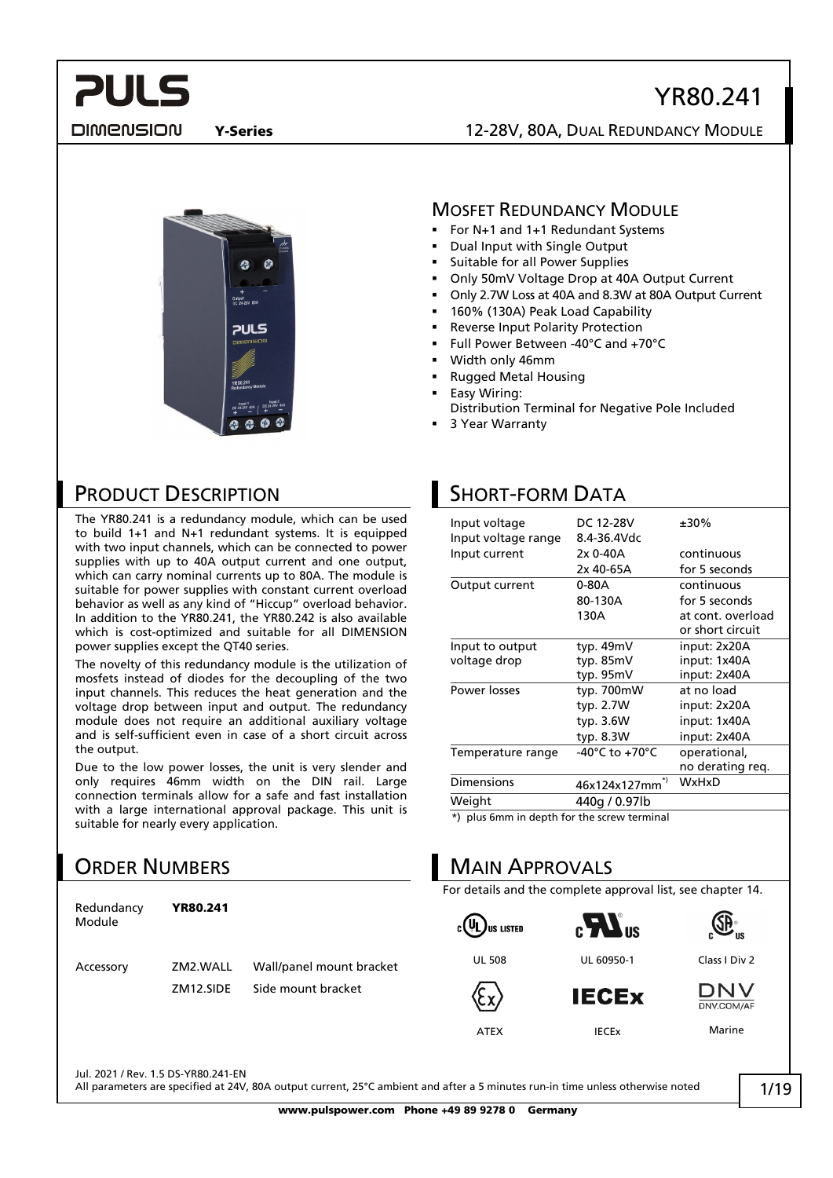# YR80.241

**Y-Series** 12-28V, 80A, Dual Redundancy Module

## Mosfet Redundancy Module

- For N+1 and 1+1 Redundant Systems
- Dual Input with Single Output
- Suitable for all Power Supplies
- Only 50mV Voltage Drop at 40A Output Current
- Only 2.7W Loss at 40A and 8.3W at 80A Output Current
- 160% (130A) Peak Load Capability
- Reverse Input Polarity Protection
- Full Power Between -40°C and +70°C
- Width only 46mm
- Rugged Metal Housing
- Easy Wiring:
  Distribution Terminal for Negative Pole Included
- 3 Year Warranty

## Product Description

The YR80.241 is a redundancy module, which can be used to build 1+1 and N+1 redundant systems. It is equipped with two input channels, which can be connected to power supplies with up to 40A output current and one output, which can carry nominal currents up to 80A. The module is suitable for power supplies with constant current overload behavior as well as any kind of "Hiccup" overload behavior. In addition to the YR80.241, the YR80.242 is also available which is cost-optimized and suitable for all DIMENSION power supplies except the QT40 series.

The novelty of this redundancy module is the utilization of mosfets instead of diodes for the decoupling of the two input channels. This reduces the heat generation and the voltage drop between input and output. The redundancy module does not require an additional auxiliary voltage and is self-sufficient even in case of a short circuit across the output.

Due to the low power losses, the unit is very slender and only requires 46mm width on the DIN rail. Large connection terminals allow for a safe and fast installation with a large international approval package. This unit is suitable for nearly every application.

## Short-form Data

| | | |
|---|---|---|
| Input voltage | DC 12-28V | ±30% |
| Input voltage range | 8.4-36.4Vdc | |
| Input current | 2x 0-40A | continuous |
| | 2x 40-65A | for 5 seconds |
| Output current | 0-80A | continuous |
| | 80-130A | for 5 seconds |
| | 130A | at cont. overload or short circuit |
| Input to output voltage drop | typ. 49mV | input: 2x20A |
| | typ. 85mV | input: 1x40A |
| | typ. 95mV | input: 2x40A |
| Power losses | typ. 700mW | at no load |
| | typ. 2.7W | input: 2x20A |
| | typ. 3.6W | input: 1x40A |
| | typ. 8.3W | input: 2x40A |
| Temperature range | -40°C to +70°C | operational, no derating req. |
| Dimensions | 46x124x127mm*) | WxHxD |
| Weight | 440g / 0.97lb | |

*) plus 6mm in depth for the screw terminal

## Order Numbers

| | | |
|---|---|---|
| Redundancy Module | **YR80.241** | |
| Accessory | ZM2.WALL | Wall/panel mount bracket |
| | ZM12.SIDE | Side mount bracket |

## Main Approvals

For details and the complete approval list, see chapter 14.

UL 508 | UL 60950-1 | Class I Div 2 | ATEX | IECEx | Marine

Jul. 2021 / Rev. 1.5 DS-YR80.241-EN

All parameters are specified at 24V, 80A output current, 25°C ambient and after a 5 minutes run-in time unless otherwise noted

www.pulspower.com Phone +49 89 9278 0 Germany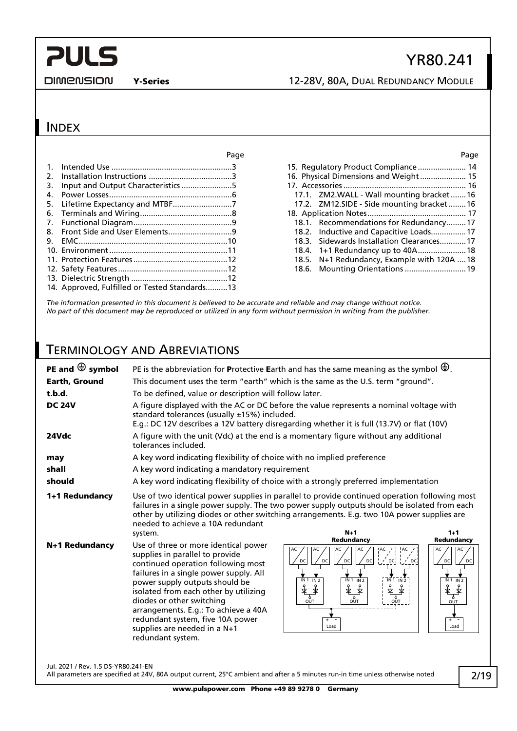## INDEX

| | Page |
|---|---|
| 1. Intended Use | 3 |
| 2. Installation Instructions | 3 |
| 3. Input and Output Characteristics | 5 |
| 4. Power Losses | 6 |
| 5. Lifetime Expectancy and MTBF | 7 |
| 6. Terminals and Wiring | 8 |
| 7. Functional Diagram | 9 |
| 8. Front Side and User Elements | 9 |
| 9. EMC | 10 |
| 10. Environment | 11 |
| 11. Protection Features | 12 |
| 12. Safety Features | 12 |
| 13. Dielectric Strength | 12 |
| 14. Approved, Fulfilled or Tested Standards | 13 |
| 15. Regulatory Product Compliance | 14 |
| 16. Physical Dimensions and Weight | 15 |
| 17. Accessories | 16 |
| 17.1. ZM2.WALL - Wall mounting bracket | 16 |
| 17.2. ZM12.SIDE - Side mounting bracket | 16 |
| 18. Application Notes | 17 |
| 18.1. Recommendations for Redundancy | 17 |
| 18.2. Inductive and Capacitive Loads | 17 |
| 18.3. Sidewards Installation Clearances | 17 |
| 18.4. 1+1 Redundancy up to 40A | 18 |
| 18.5. N+1 Redundancy, Example with 120A | 18 |
| 18.6. Mounting Orientations | 19 |

*The information presented in this document is believed to be accurate and reliable and may change without notice.*
*No part of this document may be reproduced or utilized in any form without permission in writing from the publisher.*

## TERMINOLOGY AND ABREVIATIONS

| | |
|---|---|
| **PE and ⏚ symbol** | PE is the abbreviation for **P**rotective **E**arth and has the same meaning as the symbol ⏚. |
| **Earth, Ground** | This document uses the term "earth" which is the same as the U.S. term "ground". |
| **t.b.d.** | To be defined, value or description will follow later. |
| **DC 24V** | A figure displayed with the AC or DC before the value represents a nominal voltage with standard tolerances (usually ±15%) included. E.g.: DC 12V describes a 12V battery disregarding whether it is full (13.7V) or flat (10V) |
| **24Vdc** | A figure with the unit (Vdc) at the end is a momentary figure without any additional tolerances included. |
| **may** | A key word indicating flexibility of choice with no implied preference |
| **shall** | A key word indicating a mandatory requirement |
| **should** | A key word indicating flexibility of choice with a strongly preferred implementation |
| **1+1 Redundancy** | Use of two identical power supplies in parallel to provide continued operation following most failures in a single power supply. The two power supply outputs should be isolated from each other by utilizing diodes or other switching arrangements. E.g. two 10A power supplies are needed to achieve a 10A redundant system. |
| **N+1 Redundancy** | Use of three or more identical power supplies in parallel to provide continued operation following most failures in a single power supply. All power supply outputs should be isolated from each other by utilizing diodes or other switching arrangements. E.g.: To achieve a 40A redundant system, five 10A power supplies are needed in a N+1 redundant system. |

N+1 Redundancy | 1+1 Redundancy

Jul. 2021 / Rev. 1.5 DS-YR80.241-EN

All parameters are specified at 24V, 80A output current, 25°C ambient and after a 5 minutes run-in time unless otherwise noted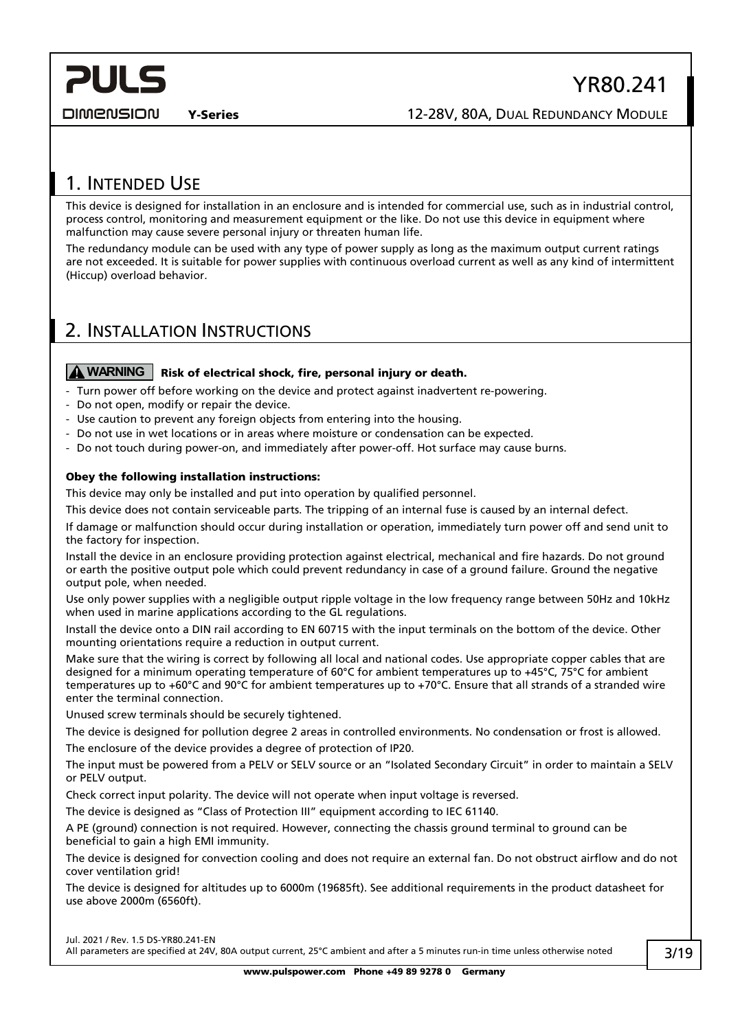## 1. Intended Use

This device is designed for installation in an enclosure and is intended for commercial use, such as in industrial control, process control, monitoring and measurement equipment or the like. Do not use this device in equipment where malfunction may cause severe personal injury or threaten human life.

The redundancy module can be used with any type of power supply as long as the maximum output current ratings are not exceeded. It is suitable for power supplies with continuous overload current as well as any kind of intermittent (Hiccup) overload behavior.

## 2. Installation Instructions

**⚠ WARNING** **Risk of electrical shock, fire, personal injury or death.**

- Turn power off before working on the device and protect against inadvertent re-powering.
- Do not open, modify or repair the device.
- Use caution to prevent any foreign objects from entering into the housing.
- Do not use in wet locations or in areas where moisture or condensation can be expected.
- Do not touch during power-on, and immediately after power-off. Hot surface may cause burns.

**Obey the following installation instructions:**

This device may only be installed and put into operation by qualified personnel.

This device does not contain serviceable parts. The tripping of an internal fuse is caused by an internal defect.

If damage or malfunction should occur during installation or operation, immediately turn power off and send unit to the factory for inspection.

Install the device in an enclosure providing protection against electrical, mechanical and fire hazards. Do not ground or earth the positive output pole which could prevent redundancy in case of a ground failure. Ground the negative output pole, when needed.

Use only power supplies with a negligible output ripple voltage in the low frequency range between 50Hz and 10kHz when used in marine applications according to the GL regulations.

Install the device onto a DIN rail according to EN 60715 with the input terminals on the bottom of the device. Other mounting orientations require a reduction in output current.

Make sure that the wiring is correct by following all local and national codes. Use appropriate copper cables that are designed for a minimum operating temperature of 60°C for ambient temperatures up to +45°C, 75°C for ambient temperatures up to +60°C and 90°C for ambient temperatures up to +70°C. Ensure that all strands of a stranded wire enter the terminal connection.

Unused screw terminals should be securely tightened.

The device is designed for pollution degree 2 areas in controlled environments. No condensation or frost is allowed.

The enclosure of the device provides a degree of protection of IP20.

The input must be powered from a PELV or SELV source or an "Isolated Secondary Circuit" in order to maintain a SELV or PELV output.

Check correct input polarity. The device will not operate when input voltage is reversed.

The device is designed as "Class of Protection III" equipment according to IEC 61140.

A PE (ground) connection is not required. However, connecting the chassis ground terminal to ground can be beneficial to gain a high EMI immunity.

The device is designed for convection cooling and does not require an external fan. Do not obstruct airflow and do not cover ventilation grid!

The device is designed for altitudes up to 6000m (19685ft). See additional requirements in the product datasheet for use above 2000m (6560ft).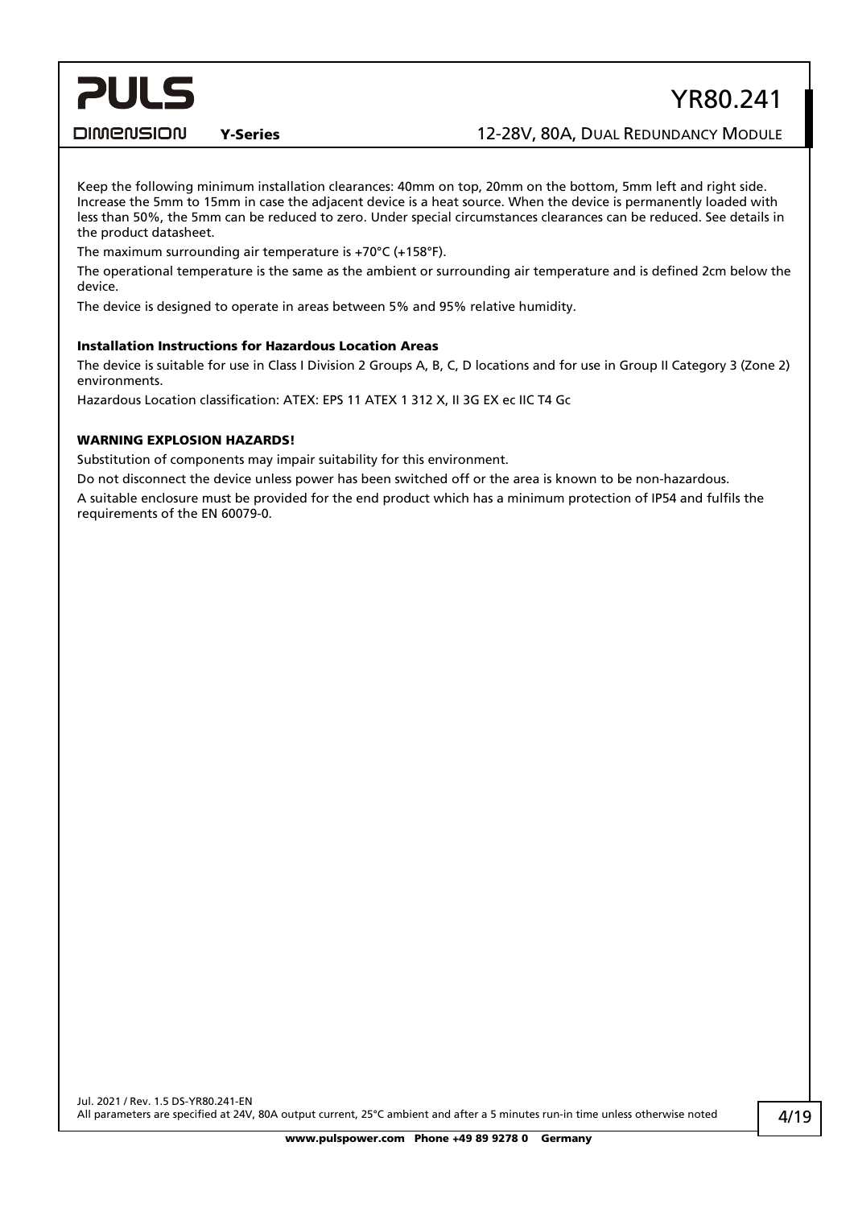Keep the following minimum installation clearances: 40mm on top, 20mm on the bottom, 5mm left and right side. Increase the 5mm to 15mm in case the adjacent device is a heat source. When the device is permanently loaded with less than 50%, the 5mm can be reduced to zero. Under special circumstances clearances can be reduced. See details in the product datasheet.

The maximum surrounding air temperature is +70°C (+158°F).

The operational temperature is the same as the ambient or surrounding air temperature and is defined 2cm below the device.

The device is designed to operate in areas between 5% and 95% relative humidity.

**Installation Instructions for Hazardous Location Areas**

The device is suitable for use in Class I Division 2 Groups A, B, C, D locations and for use in Group II Category 3 (Zone 2) environments.

Hazardous Location classification: ATEX: EPS 11 ATEX 1 312 X, II 3G EX ec IIC T4 Gc

**WARNING EXPLOSION HAZARDS!**

Substitution of components may impair suitability for this environment.

Do not disconnect the device unless power has been switched off or the area is known to be non-hazardous.

A suitable enclosure must be provided for the end product which has a minimum protection of IP54 and fulfils the requirements of the EN 60079-0.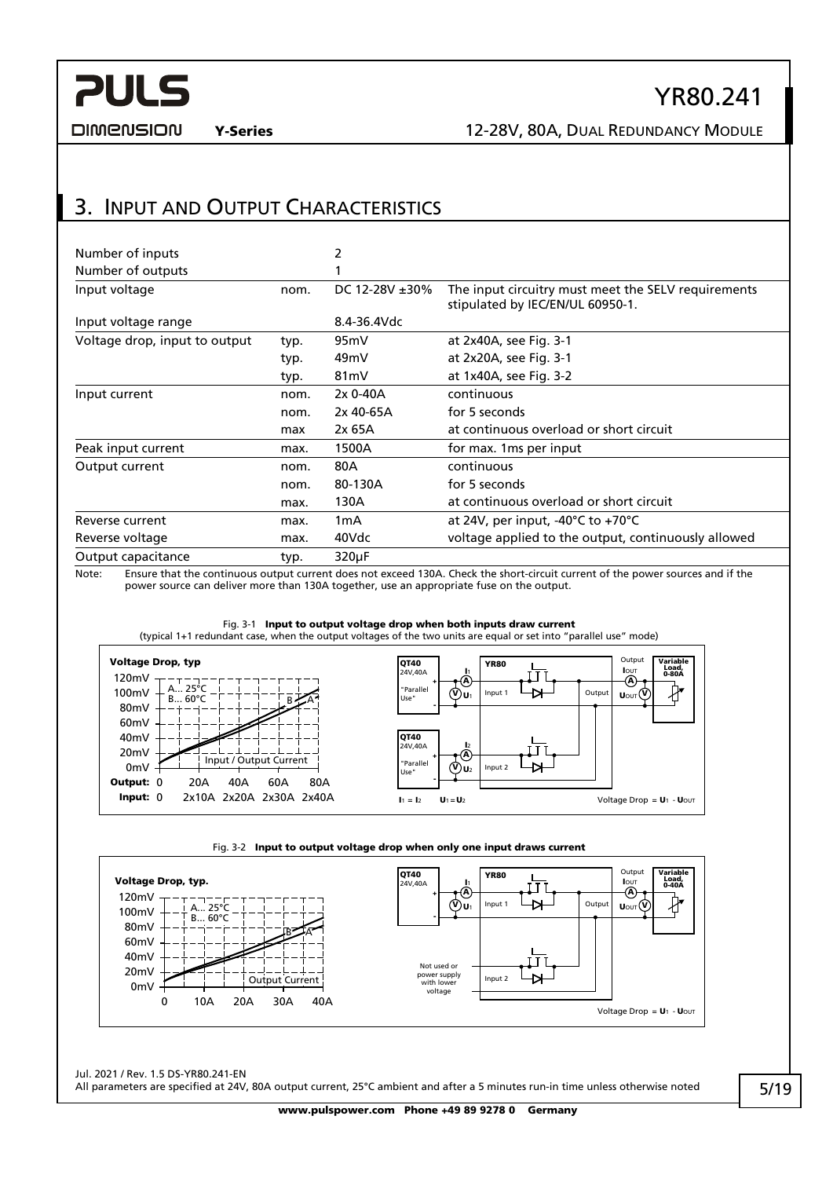# 3. Input and Output Characteristics

| | | | |
|---|---|---|---|
| Number of inputs | | 2 | |
| Number of outputs | | 1 | |
| Input voltage | nom. | DC 12-28V ±30% | The input circuitry must meet the SELV requirements stipulated by IEC/EN/UL 60950-1. |
| Input voltage range | | 8.4-36.4Vdc | |
| Voltage drop, input to output | typ. | 95mV | at 2x40A, see Fig. 3-1 |
| | typ. | 49mV | at 2x20A, see Fig. 3-1 |
| | typ. | 81mV | at 1x40A, see Fig. 3-2 |
| Input current | nom. | 2x 0-40A | continuous |
| | nom. | 2x 40-65A | for 5 seconds |
| | max | 2x 65A | at continuous overload or short circuit |
| Peak input current | max. | 1500A | for max. 1ms per input |
| Output current | nom. | 80A | continuous |
| | nom. | 80-130A | for 5 seconds |
| | max. | 130A | at continuous overload or short circuit |
| Reverse current | max. | 1mA | at 24V, per input, -40°C to +70°C |
| Reverse voltage | max. | 40Vdc | voltage applied to the output, continuously allowed |
| Output capacitance | typ. | 320µF | |

Note: Ensure that the continuous output current does not exceed 130A. Check the short-circuit current of the power sources and if the power source can deliver more than 130A together, use an appropriate fuse on the output.

Fig. 3-1 **Input to output voltage drop when both inputs draw current**
(typical 1+1 redundant case, when the output voltages of the two units are equal or set into "parallel use" mode)

Fig. 3-2 **Input to output voltage drop when only one input draws current**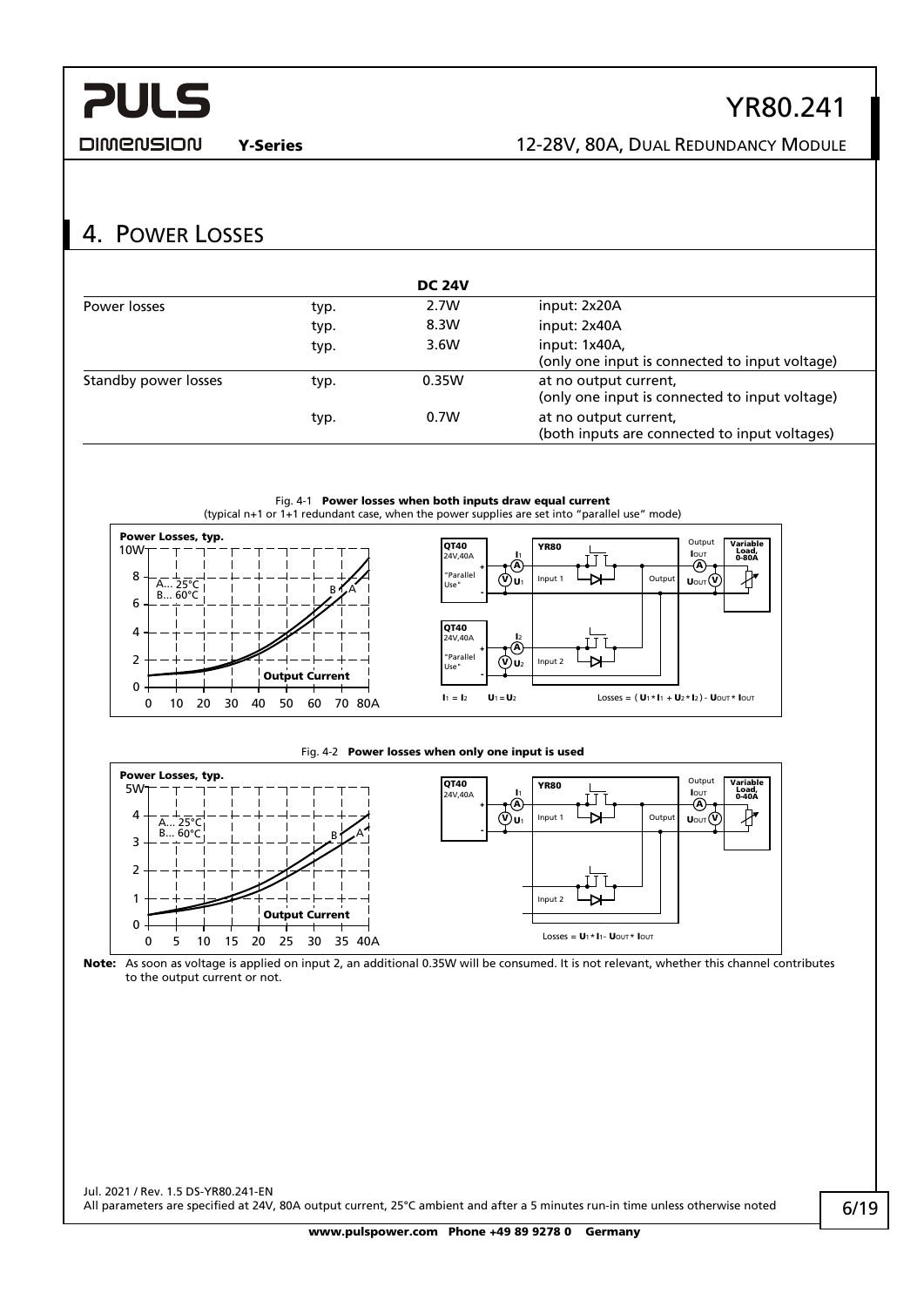## 4. Power Losses

| | | DC 24V | |
|---|---|---|---|
| Power losses | typ. | 2.7W | input: 2x20A |
| | typ. | 8.3W | input: 2x40A |
| | typ. | 3.6W | input: 1x40A, (only one input is connected to input voltage) |
| Standby power losses | typ. | 0.35W | at no output current, (only one input is connected to input voltage) |
| | typ. | 0.7W | at no output current, (both inputs are connected to input voltages) |

Fig. 4-1 **Power losses when both inputs draw equal current**
(typical n+1 or 1+1 redundant case, when the power supplies are set into "parallel use" mode)

$I_1 = I_2$ $U_1 = U_2$ Losses = $(U_1 * I_1 + U_2 * I_2) - U_{OUT} * I_{OUT}$

Fig. 4-2 **Power losses when only one input is used**

Losses = $U_1 * I_1 - U_{OUT} * I_{OUT}$

**Note:** As soon as voltage is applied on input 2, an additional 0.35W will be consumed. It is not relevant, whether this channel contributes to the output current or not.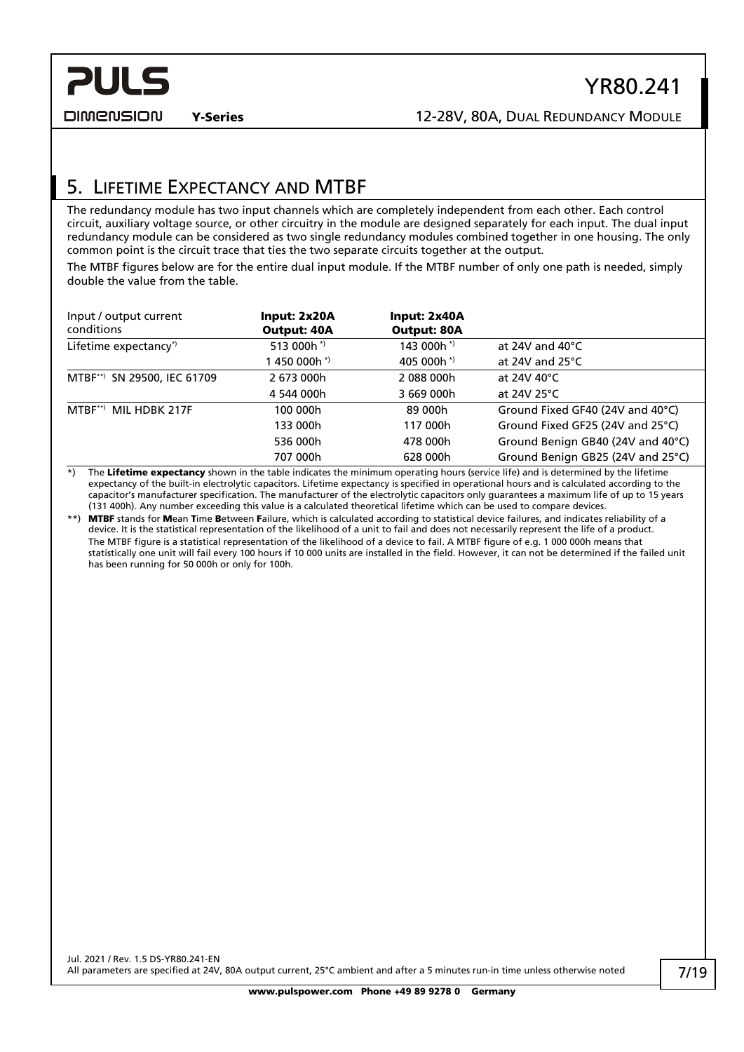## 5. Lifetime Expectancy and MTBF

The redundancy module has two input channels which are completely independent from each other. Each control circuit, auxiliary voltage source, or other circuitry in the module are designed separately for each input. The dual input redundancy module can be considered as two single redundancy modules combined together in one housing. The only common point is the circuit trace that ties the two separate circuits together at the output.

The MTBF figures below are for the entire dual input module. If the MTBF number of only one path is needed, simply double the value from the table.

| Input / output current conditions | **Input: 2x20A Output: 40A** | **Input: 2x40A Output: 80A** | |
|---|---|---|---|
| Lifetime expectancy*) | 513 000h *) | 143 000h *) | at 24V and 40°C |
| | 1 450 000h *) | 405 000h *) | at 24V and 25°C |
| MTBF**) SN 29500, IEC 61709 | 2 673 000h | 2 088 000h | at 24V 40°C |
| | 4 544 000h | 3 669 000h | at 24V 25°C |
| MTBF**) MIL HDBK 217F | 100 000h | 89 000h | Ground Fixed GF40 (24V and 40°C) |
| | 133 000h | 117 000h | Ground Fixed GF25 (24V and 25°C) |
| | 536 000h | 478 000h | Ground Benign GB40 (24V and 40°C) |
| | 707 000h | 628 000h | Ground Benign GB25 (24V and 25°C) |

*) The **Lifetime expectancy** shown in the table indicates the minimum operating hours (service life) and is determined by the lifetime expectancy of the built-in electrolytic capacitors. Lifetime expectancy is specified in operational hours and is calculated according to the capacitor's manufacturer specification. The manufacturer of the electrolytic capacitors only guarantees a maximum life of up to 15 years (131 400h). Any number exceeding this value is a calculated theoretical lifetime which can be used to compare devices.

**) **MTBF** stands for **M**ean **T**ime **B**etween **F**ailure, which is calculated according to statistical device failures, and indicates reliability of a device. It is the statistical representation of the likelihood of a unit to fail and does not necessarily represent the life of a product.
The MTBF figure is a statistical representation of the likelihood of a device to fail. A MTBF figure of e.g. 1 000 000h means that statistically one unit will fail every 100 hours if 10 000 units are installed in the field. However, it can not be determined if the failed unit has been running for 50 000h or only for 100h.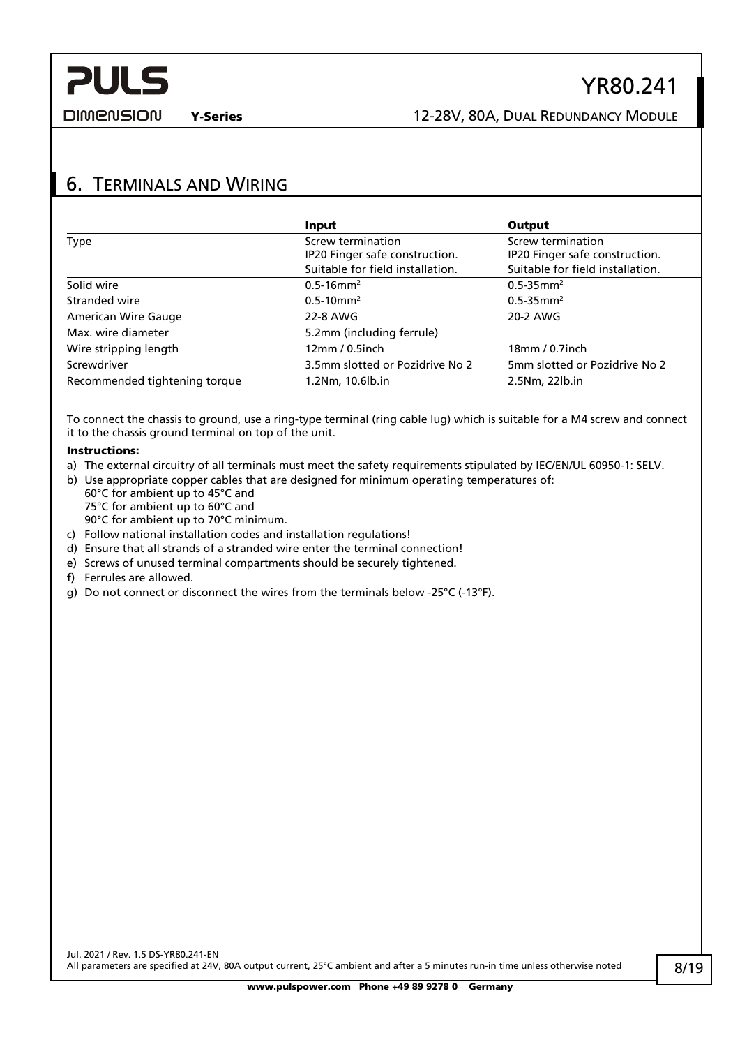## 6. Terminals and Wiring

| | **Input** | **Output** |
|---|---|---|
| Type | Screw termination<br>IP20 Finger safe construction.<br>Suitable for field installation. | Screw termination<br>IP20 Finger safe construction.<br>Suitable for field installation. |
| Solid wire | 0.5-16mm² | 0.5-35mm² |
| Stranded wire | 0.5-10mm² | 0.5-35mm² |
| American Wire Gauge | 22-8 AWG | 20-2 AWG |
| Max. wire diameter | 5.2mm (including ferrule) | |
| Wire stripping length | 12mm / 0.5inch | 18mm / 0.7inch |
| Screwdriver | 3.5mm slotted or Pozidrive No 2 | 5mm slotted or Pozidrive No 2 |
| Recommended tightening torque | 1.2Nm, 10.6lb.in | 2.5Nm, 22lb.in |

To connect the chassis to ground, use a ring-type terminal (ring cable lug) which is suitable for a M4 screw and connect it to the chassis ground terminal on top of the unit.

**Instructions:**

a) The external circuitry of all terminals must meet the safety requirements stipulated by IEC/EN/UL 60950-1: SELV.
b) Use appropriate copper cables that are designed for minimum operating temperatures of:
   60°C for ambient up to 45°C and
   75°C for ambient up to 60°C and
   90°C for ambient up to 70°C minimum.
c) Follow national installation codes and installation regulations!
d) Ensure that all strands of a stranded wire enter the terminal connection!
e) Screws of unused terminal compartments should be securely tightened.
f) Ferrules are allowed.
g) Do not connect or disconnect the wires from the terminals below -25°C (-13°F).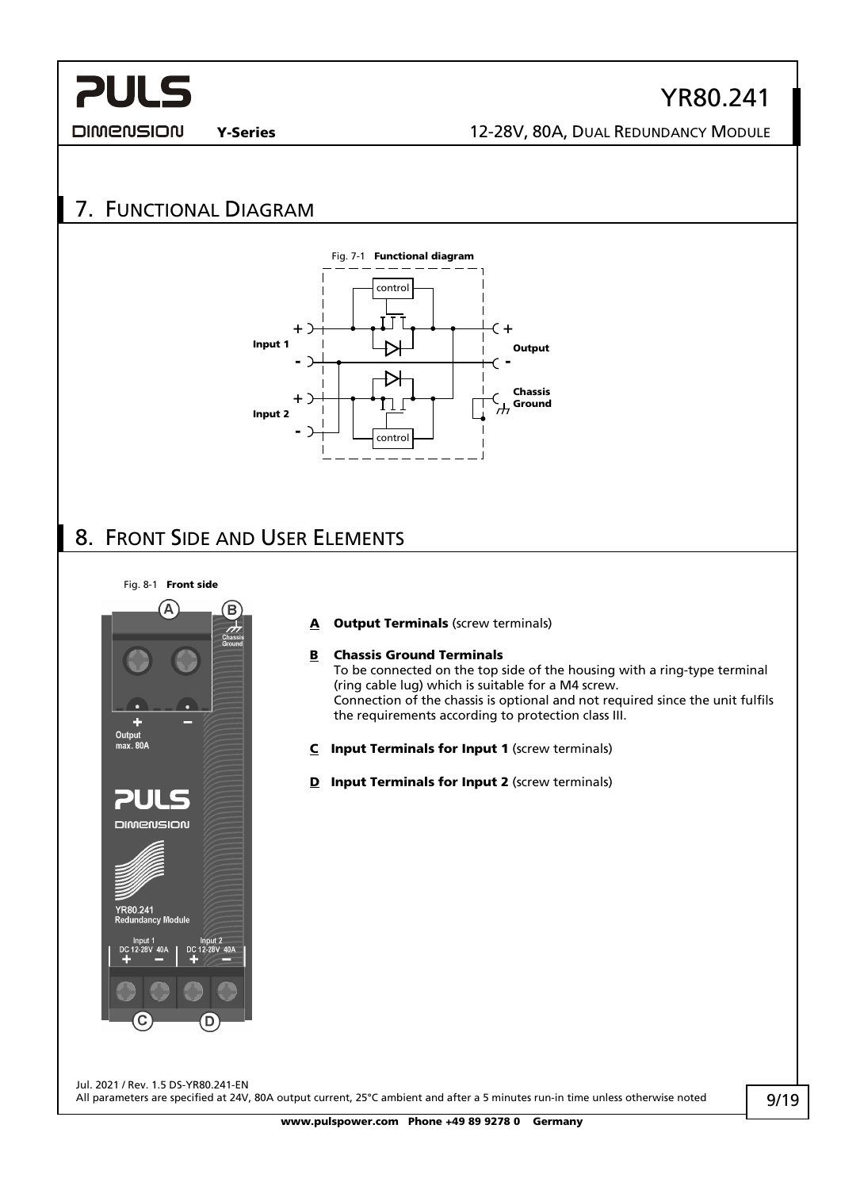# 7. Functional Diagram

Fig. 7-1 **Functional diagram**

# 8. Front Side and User Elements

Fig. 8-1 **Front side**

**A** **Output Terminals** (screw terminals)

**B** **Chassis Ground Terminals**
To be connected on the top side of the housing with a ring-type terminal (ring cable lug) which is suitable for a M4 screw.
Connection of the chassis is optional and not required since the unit fulfils the requirements according to protection class III.

**C** **Input Terminals for Input 1** (screw terminals)

**D** **Input Terminals for Input 2** (screw terminals)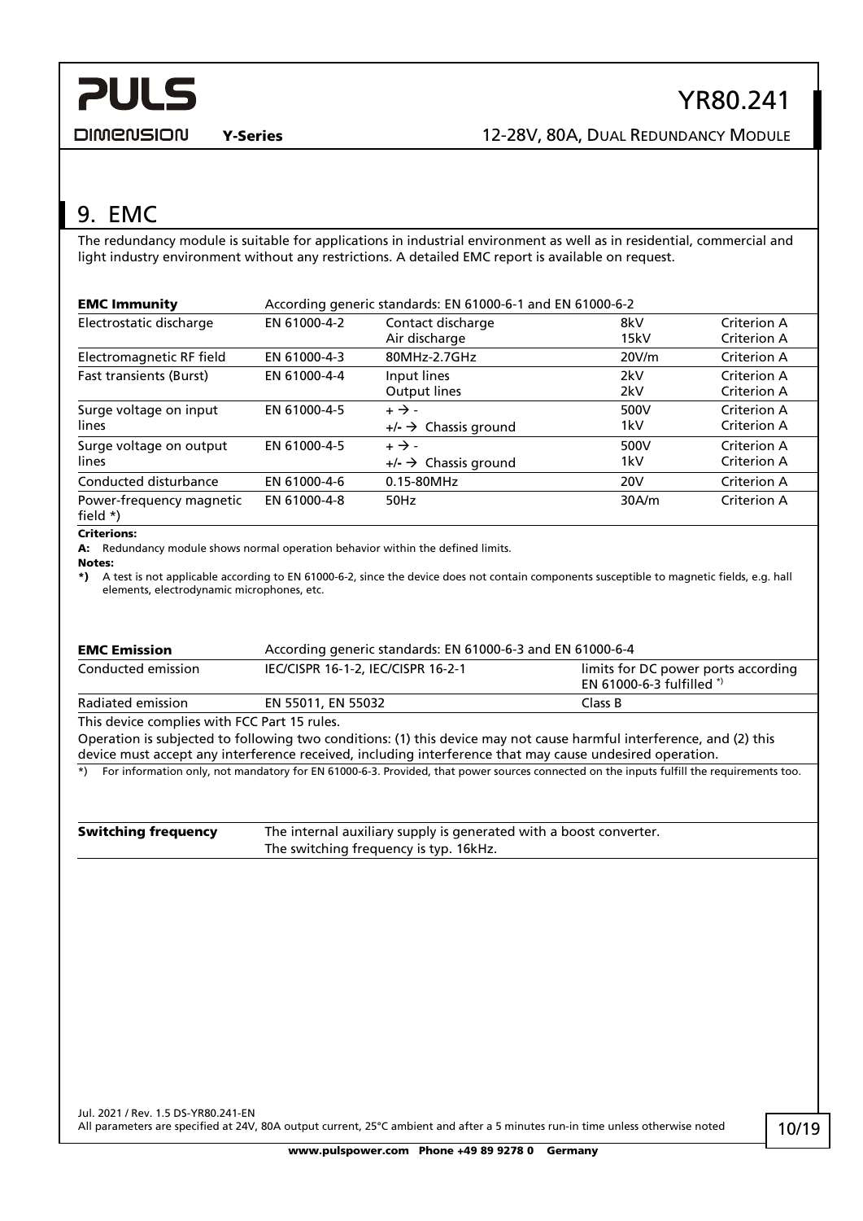## 9. EMC

The redundancy module is suitable for applications in industrial environment as well as in residential, commercial and light industry environment without any restrictions. A detailed EMC report is available on request.

| **EMC Immunity** | According generic standards: EN 61000-6-1 and EN 61000-6-2 | | | |
|---|---|---|---|---|
| Electrostatic discharge | EN 61000-4-2 | Contact discharge<br>Air discharge | 8kV<br>15kV | Criterion A<br>Criterion A |
| Electromagnetic RF field | EN 61000-4-3 | 80MHz-2.7GHz | 20V/m | Criterion A |
| Fast transients (Burst) | EN 61000-4-4 | Input lines<br>Output lines | 2kV<br>2kV | Criterion A<br>Criterion A |
| Surge voltage on input lines | EN 61000-4-5 | + → -<br>+/- → Chassis ground | 500V<br>1kV | Criterion A<br>Criterion A |
| Surge voltage on output lines | EN 61000-4-5 | + → -<br>+/- → Chassis ground | 500V<br>1kV | Criterion A<br>Criterion A |
| Conducted disturbance | EN 61000-4-6 | 0.15-80MHz | 20V | Criterion A |
| Power-frequency magnetic field *) | EN 61000-4-8 | 50Hz | 30A/m | Criterion A |

**Criterions:**

**A:** Redundancy module shows normal operation behavior within the defined limits.

**Notes:**

**\*)** A test is not applicable according to EN 61000-6-2, since the device does not contain components susceptible to magnetic fields, e.g. hall elements, electrodynamic microphones, etc.

| **EMC Emission** | According generic standards: EN 61000-6-3 and EN 61000-6-4 | |
|---|---|---|
| Conducted emission | IEC/CISPR 16-1-2, IEC/CISPR 16-2-1 | limits for DC power ports according EN 61000-6-3 fulfilled *) |
| Radiated emission | EN 55011, EN 55032 | Class B |

This device complies with FCC Part 15 rules.

Operation is subjected to following two conditions: (1) this device may not cause harmful interference, and (2) this device must accept any interference received, including interference that may cause undesired operation.

*) For information only, not mandatory for EN 61000-6-3. Provided, that power sources connected on the inputs fulfill the requirements too.

| **Switching frequency** | The internal auxiliary supply is generated with a boost converter.<br>The switching frequency is typ. 16kHz. |
|---|---|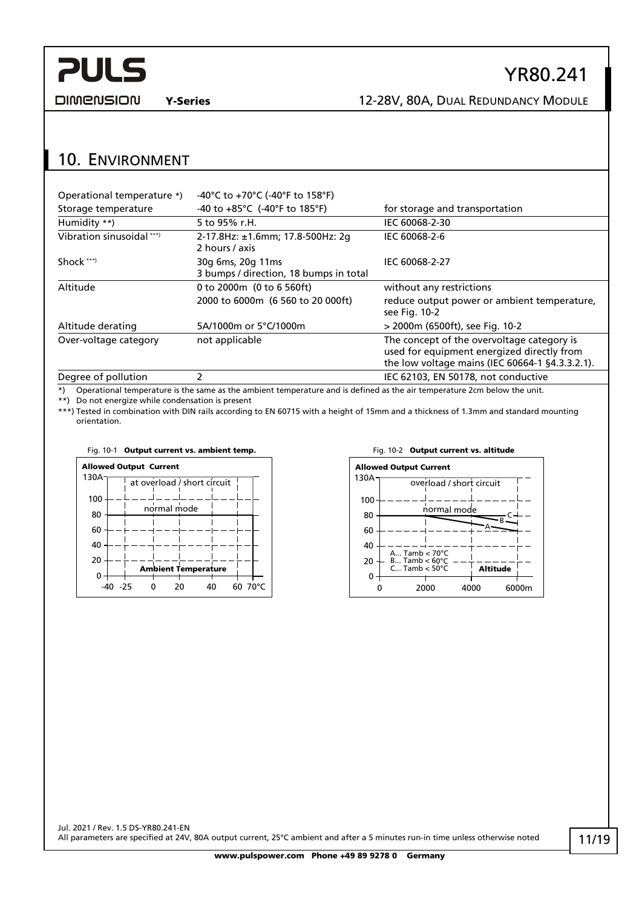## 10. Environment

| | | |
|---|---|---|
| Operational temperature *) | -40°C to +70°C (-40°F to 158°F) | |
| Storage temperature | -40 to +85°C (-40°F to 185°F) | for storage and transportation |
| Humidity **) | 5 to 95% r.H. | IEC 60068-2-30 |
| Vibration sinusoidal ***) | 2-17.8Hz: ±1.6mm; 17.8-500Hz: 2g<br>2 hours / axis | IEC 60068-2-6 |
| Shock ***) | 30g 6ms, 20g 11ms<br>3 bumps / direction, 18 bumps in total | IEC 60068-2-27 |
| Altitude | 0 to 2000m (0 to 6 560ft) | without any restrictions |
| | 2000 to 6000m (6 560 to 20 000ft) | reduce output power or ambient temperature, see Fig. 10-2 |
| Altitude derating | 5A/1000m or 5°C/1000m | > 2000m (6500ft), see Fig. 10-2 |
| Over-voltage category | not applicable | The concept of the overvoltage category is used for equipment energized directly from the low voltage mains (IEC 60664-1 §4.3.3.2.1). |
| Degree of pollution | 2 | IEC 62103, EN 50178, not conductive |

*) Operational temperature is the same as the ambient temperature and is defined as the air temperature 2cm below the unit.

**) Do not energize while condensation is present

***) Tested in combination with DIN rails according to EN 60715 with a height of 15mm and a thickness of 1.3mm and standard mounting orientation.

Fig. 10-1 **Output current vs. ambient temp.**

Fig. 10-2 **Output current vs. altitude**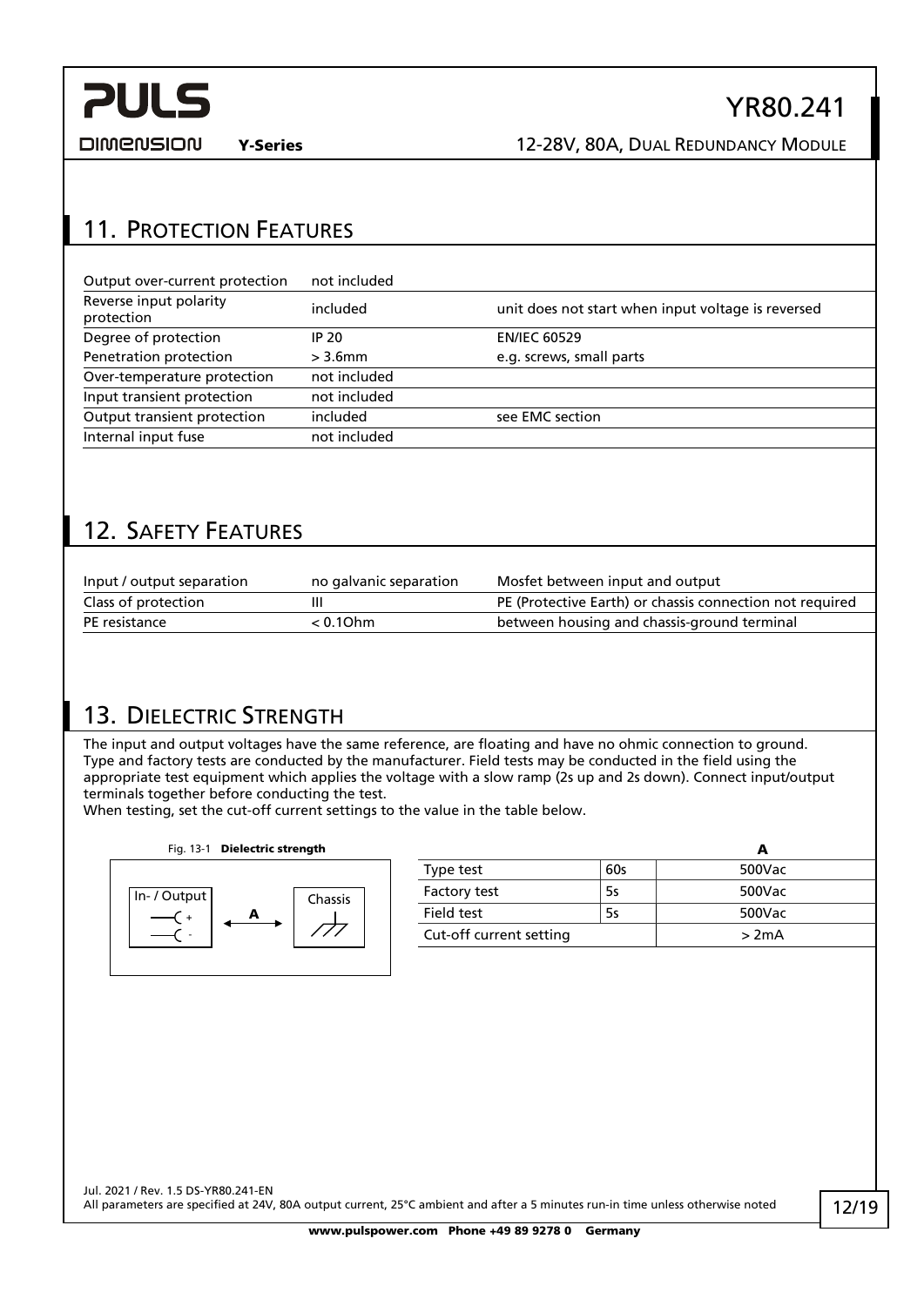## 11. Protection Features

| | | |
|---|---|---|
| Output over-current protection | not included | |
| Reverse input polarity protection | included | unit does not start when input voltage is reversed |
| Degree of protection | IP 20 | EN/IEC 60529 |
| Penetration protection | > 3.6mm | e.g. screws, small parts |
| Over-temperature protection | not included | |
| Input transient protection | not included | |
| Output transient protection | included | see EMC section |
| Internal input fuse | not included | |

## 12. Safety Features

| | | |
|---|---|---|
| Input / output separation | no galvanic separation | Mosfet between input and output |
| Class of protection | III | PE (Protective Earth) or chassis connection not required |
| PE resistance | < 0.1Ohm | between housing and chassis-ground terminal |

## 13. Dielectric Strength

The input and output voltages have the same reference, are floating and have no ohmic connection to ground.
Type and factory tests are conducted by the manufacturer. Field tests may be conducted in the field using the appropriate test equipment which applies the voltage with a slow ramp (2s up and 2s down). Connect input/output terminals together before conducting the test.
When testing, set the cut-off current settings to the value in the table below.

Fig. 13-1 **Dielectric strength**

In- / Output (+, -) ← A → Chassis

| | | A |
|---|---|---|
| Type test | 60s | 500Vac |
| Factory test | 5s | 500Vac |
| Field test | 5s | 500Vac |
| Cut-off current setting | | > 2mA |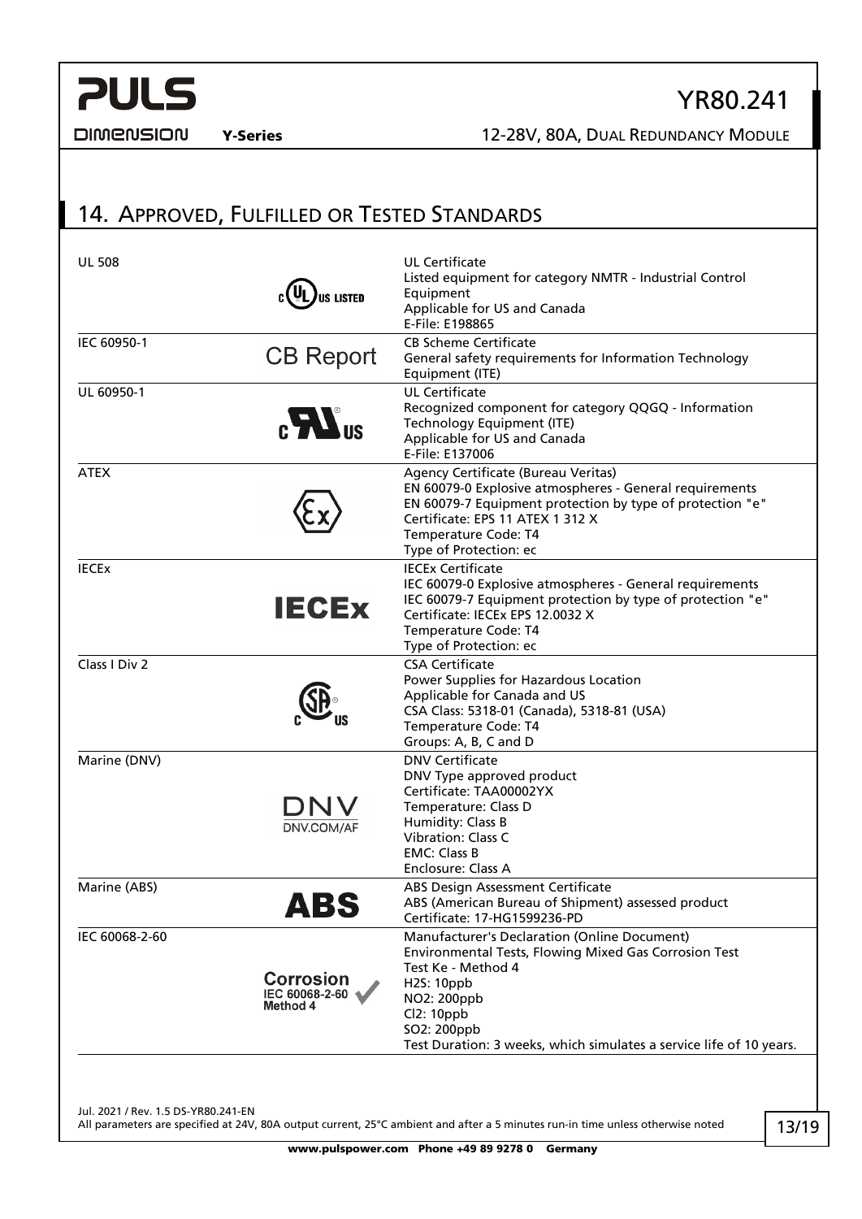## 14. Approved, Fulfilled or Tested Standards

| Standard | Mark | Details |
|---|---|---|
| UL 508 | cULus LISTED | UL Certificate<br>Listed equipment for category NMTR - Industrial Control Equipment<br>Applicable for US and Canada<br>E-File: E198865 |
| IEC 60950-1 | CB Report | CB Scheme Certificate<br>General safety requirements for Information Technology Equipment (ITE) |
| UL 60950-1 | cRUus | UL Certificate<br>Recognized component for category QQGQ - Information Technology Equipment (ITE)<br>Applicable for US and Canada<br>E-File: E137006 |
| ATEX | Ex | Agency Certificate (Bureau Veritas)<br>EN 60079-0 Explosive atmospheres - General requirements<br>EN 60079-7 Equipment protection by type of protection "e"<br>Certificate: EPS 11 ATEX 1 312 X<br>Temperature Code: T4<br>Type of Protection: ec |
| IECEx | IECEx | IECEx Certificate<br>IEC 60079-0 Explosive atmospheres - General requirements<br>IEC 60079-7 Equipment protection by type of protection "e"<br>Certificate: IECEx EPS 12.0032 X<br>Temperature Code: T4<br>Type of Protection: ec |
| Class I Div 2 | cSAus | CSA Certificate<br>Power Supplies for Hazardous Location<br>Applicable for Canada and US<br>CSA Class: 5318-01 (Canada), 5318-81 (USA)<br>Temperature Code: T4<br>Groups: A, B, C and D |
| Marine (DNV) | DNV<br>DNV.COM/AF | DNV Certificate<br>DNV Type approved product<br>Certificate: TAA00002YX<br>Temperature: Class D<br>Humidity: Class B<br>Vibration: Class C<br>EMC: Class B<br>Enclosure: Class A |
| Marine (ABS) | ABS | ABS Design Assessment Certificate<br>ABS (American Bureau of Shipment) assessed product<br>Certificate: 17-HG1599236-PD |
| IEC 60068-2-60 | Corrosion<br>IEC 60068-2-60<br>Method 4 | Manufacturer's Declaration (Online Document)<br>Environmental Tests, Flowing Mixed Gas Corrosion Test<br>Test Ke - Method 4<br>$H_2S$: 10ppb<br>$NO_2$: 200ppb<br>$Cl_2$: 10ppb<br>$SO_2$: 200ppb<br>Test Duration: 3 weeks, which simulates a service life of 10 years. |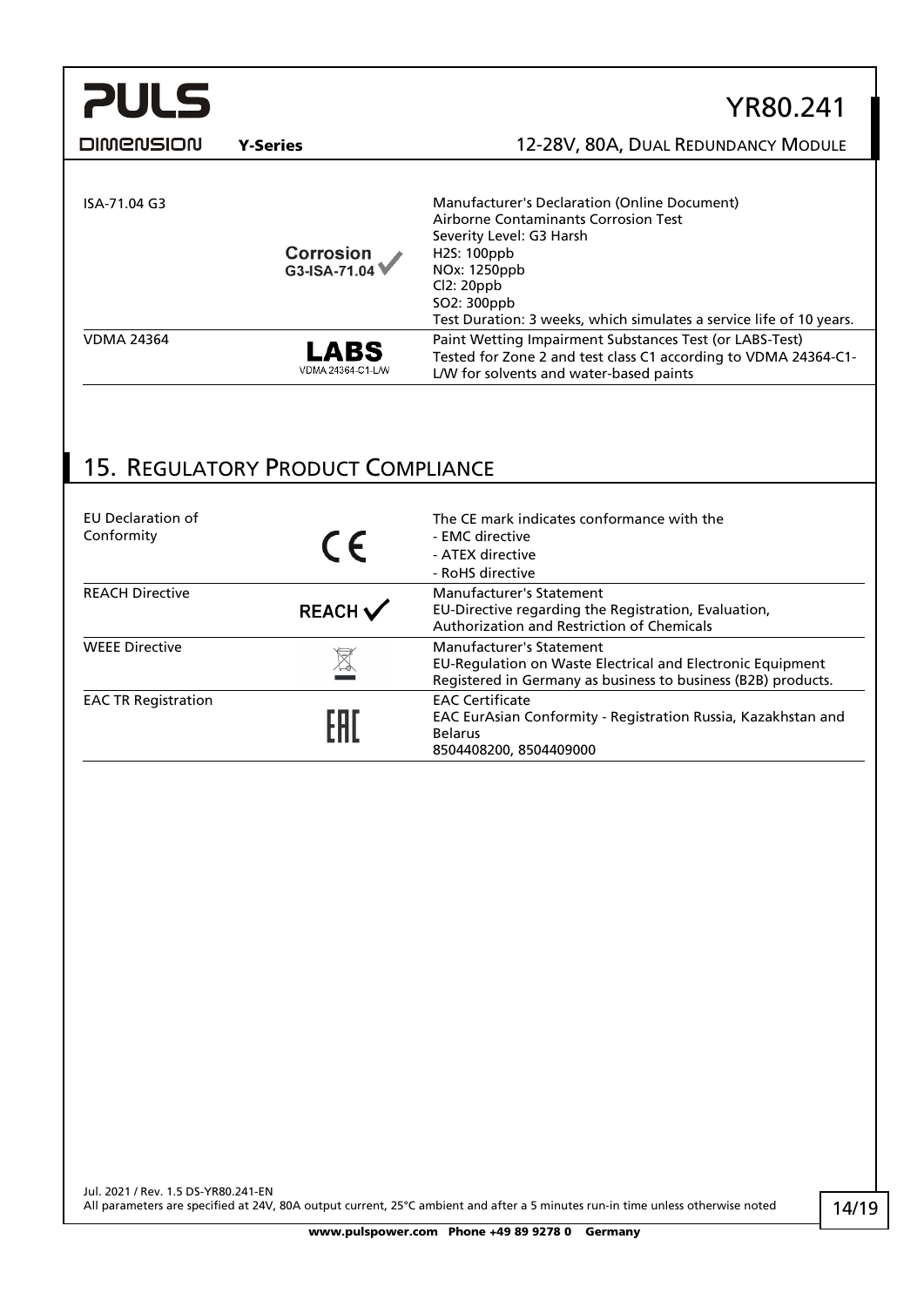| | | |
|---|---|---|
| ISA-71.04 G3 | Corrosion G3-ISA-71.04 ✓ | Manufacturer's Declaration (Online Document)<br>Airborne Contaminants Corrosion Test<br>Severity Level: G3 Harsh<br>$H_2S$: 100ppb<br>$NO_x$: 1250ppb<br>$Cl_2$: 20ppb<br>$SO_2$: 300ppb<br>Test Duration: 3 weeks, which simulates a service life of 10 years. |
| VDMA 24364 | LABS VDMA 24364-C1-L/W | Paint Wetting Impairment Substances Test (or LABS-Test)<br>Tested for Zone 2 and test class C1 according to VDMA 24364-C1-L/W for solvents and water-based paints |

## 15. Regulatory Product Compliance

| | | |
|---|---|---|
| EU Declaration of Conformity | CE | The CE mark indicates conformance with the<br>- EMC directive<br>- ATEX directive<br>- RoHS directive |
| REACH Directive | REACH ✓ | Manufacturer's Statement<br>EU-Directive regarding the Registration, Evaluation, Authorization and Restriction of Chemicals |
| WEEE Directive | | Manufacturer's Statement<br>EU-Regulation on Waste Electrical and Electronic Equipment<br>Registered in Germany as business to business (B2B) products. |
| EAC TR Registration | EAC | EAC Certificate<br>EAC EurAsian Conformity - Registration Russia, Kazakhstan and Belarus<br>8504408200, 8504409000 |

Jul. 2021 / Rev. 1.5 DS-YR80.241-EN
All parameters are specified at 24V, 80A output current, 25°C ambient and after a 5 minutes run-in time unless otherwise noted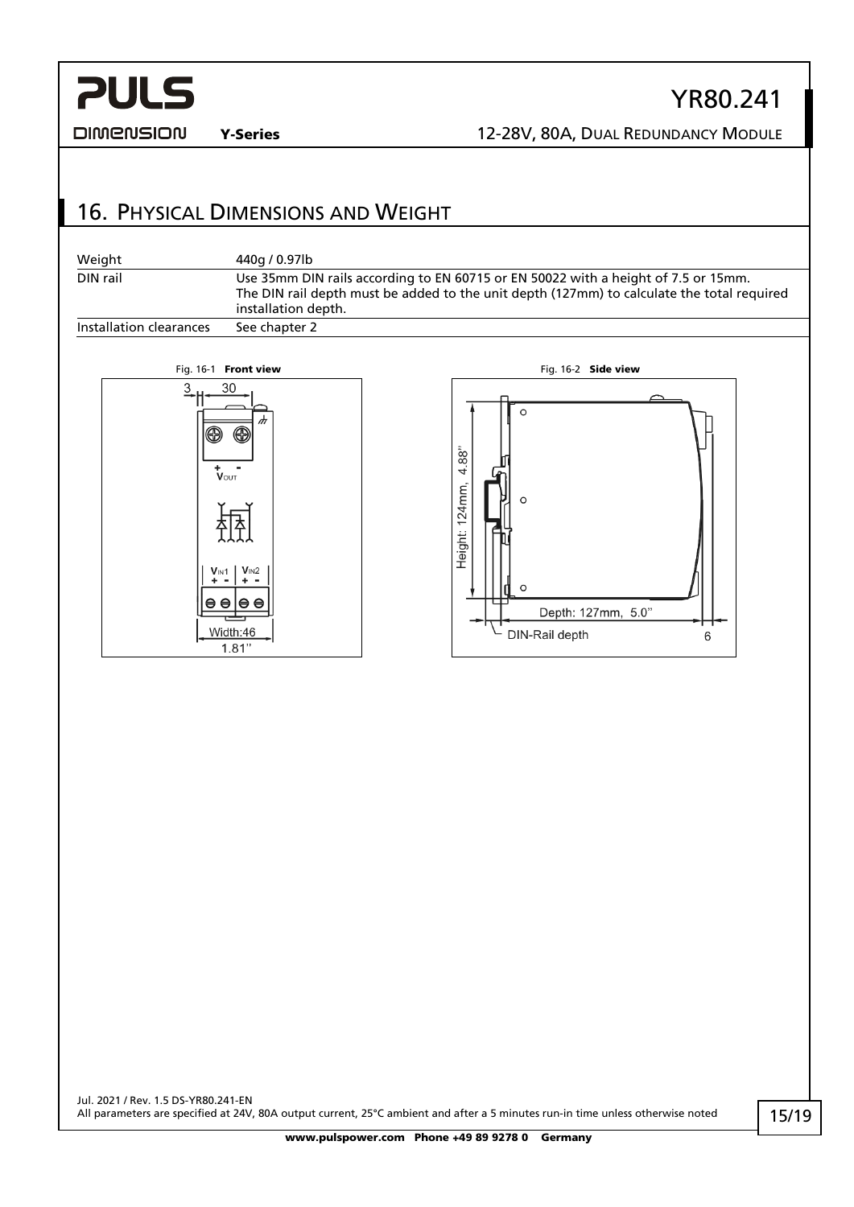## 16. Physical Dimensions and Weight

| | |
|---|---|
| Weight | 440g / 0.97lb |
| DIN rail | Use 35mm DIN rails according to EN 60715 or EN 50022 with a height of 7.5 or 15mm. The DIN rail depth must be added to the unit depth (127mm) to calculate the total required installation depth. |
| Installation clearances | See chapter 2 |

Fig. 16-1 **Front view**

Fig. 16-2 **Side view**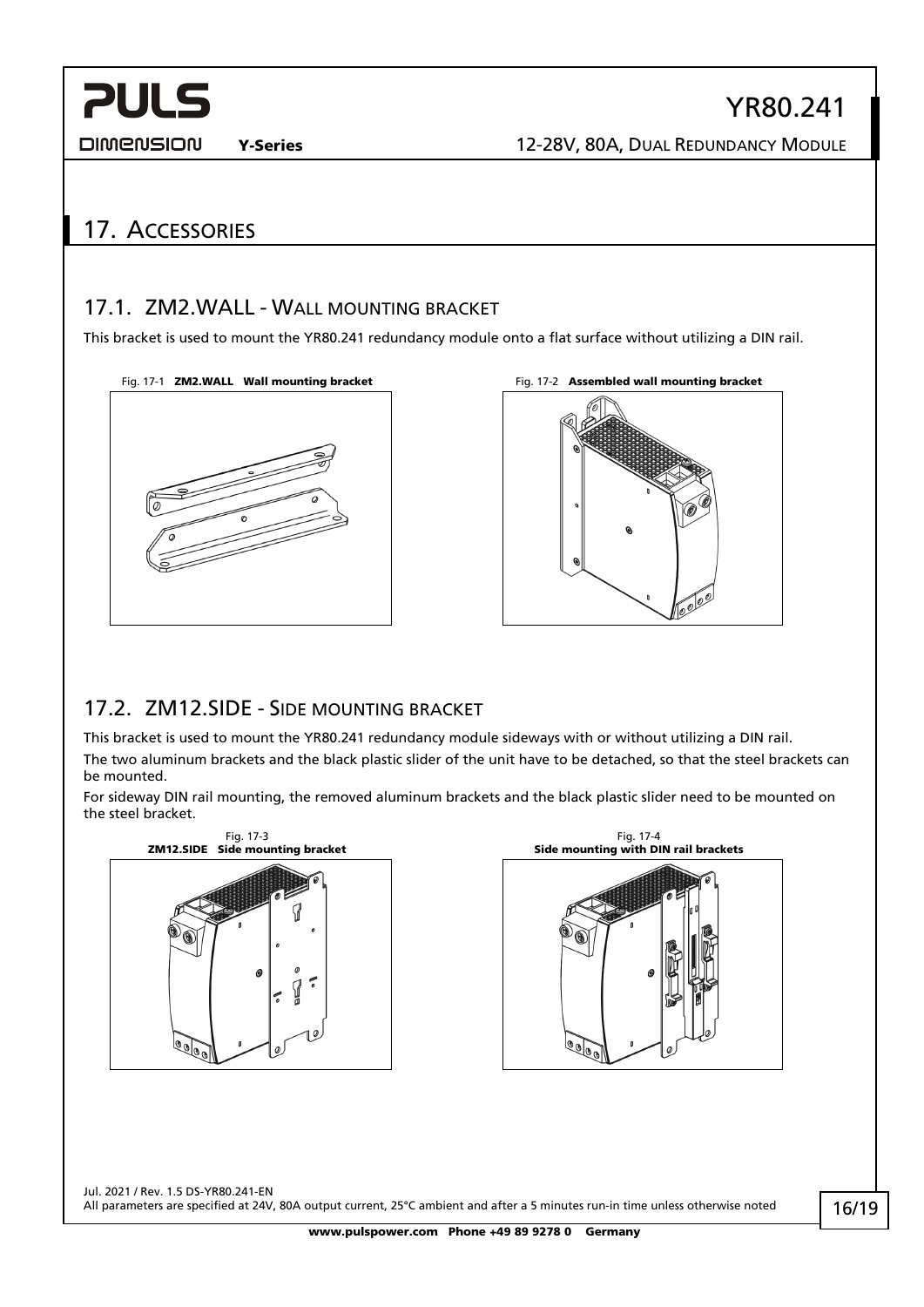## 17. Accessories

### 17.1. ZM2.WALL - Wall mounting bracket

This bracket is used to mount the YR80.241 redundancy module onto a flat surface without utilizing a DIN rail.

Fig. 17-1 **ZM2.WALL Wall mounting bracket**

Fig. 17-2 **Assembled wall mounting bracket**

### 17.2. ZM12.SIDE - Side mounting bracket

This bracket is used to mount the YR80.241 redundancy module sideways with or without utilizing a DIN rail.

The two aluminum brackets and the black plastic slider of the unit have to be detached, so that the steel brackets can be mounted.

For sideway DIN rail mounting, the removed aluminum brackets and the black plastic slider need to be mounted on the steel bracket.

Fig. 17-3 **ZM12.SIDE Side mounting bracket**

Fig. 17-4 **Side mounting with DIN rail brackets**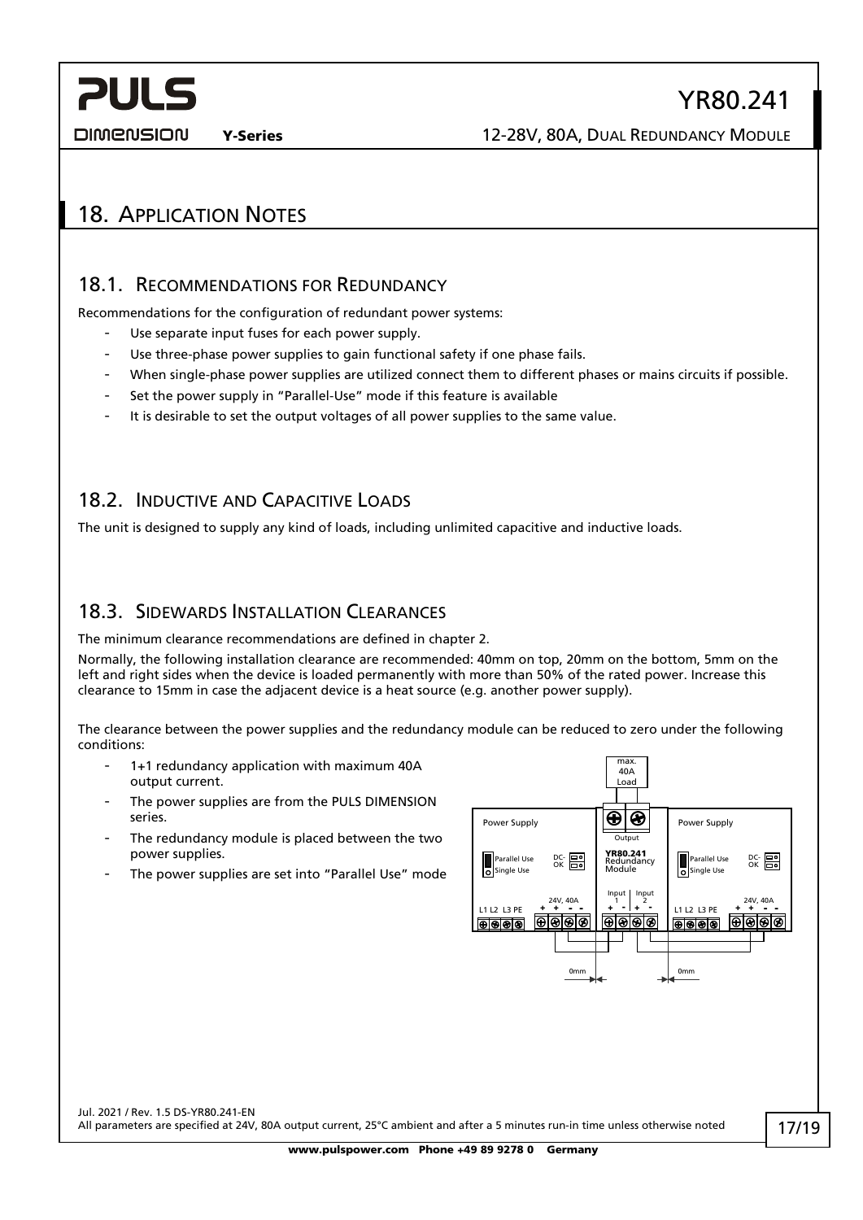## 18. Application Notes

### 18.1. Recommendations for Redundancy

Recommendations for the configuration of redundant power systems:

- Use separate input fuses for each power supply.
- Use three-phase power supplies to gain functional safety if one phase fails.
- When single-phase power supplies are utilized connect them to different phases or mains circuits if possible.
- Set the power supply in "Parallel-Use" mode if this feature is available
- It is desirable to set the output voltages of all power supplies to the same value.

### 18.2. Inductive and Capacitive Loads

The unit is designed to supply any kind of loads, including unlimited capacitive and inductive loads.

### 18.3. Sidewards Installation Clearances

The minimum clearance recommendations are defined in chapter 2.

Normally, the following installation clearance are recommended: 40mm on top, 20mm on the bottom, 5mm on the left and right sides when the device is loaded permanently with more than 50% of the rated power. Increase this clearance to 15mm in case the adjacent device is a heat source (e.g. another power supply).

The clearance between the power supplies and the redundancy module can be reduced to zero under the following conditions:

- 1+1 redundancy application with maximum 40A output current.
- The power supplies are from the PULS DIMENSION series.
- The redundancy module is placed between the two power supplies.
- The power supplies are set into "Parallel Use" mode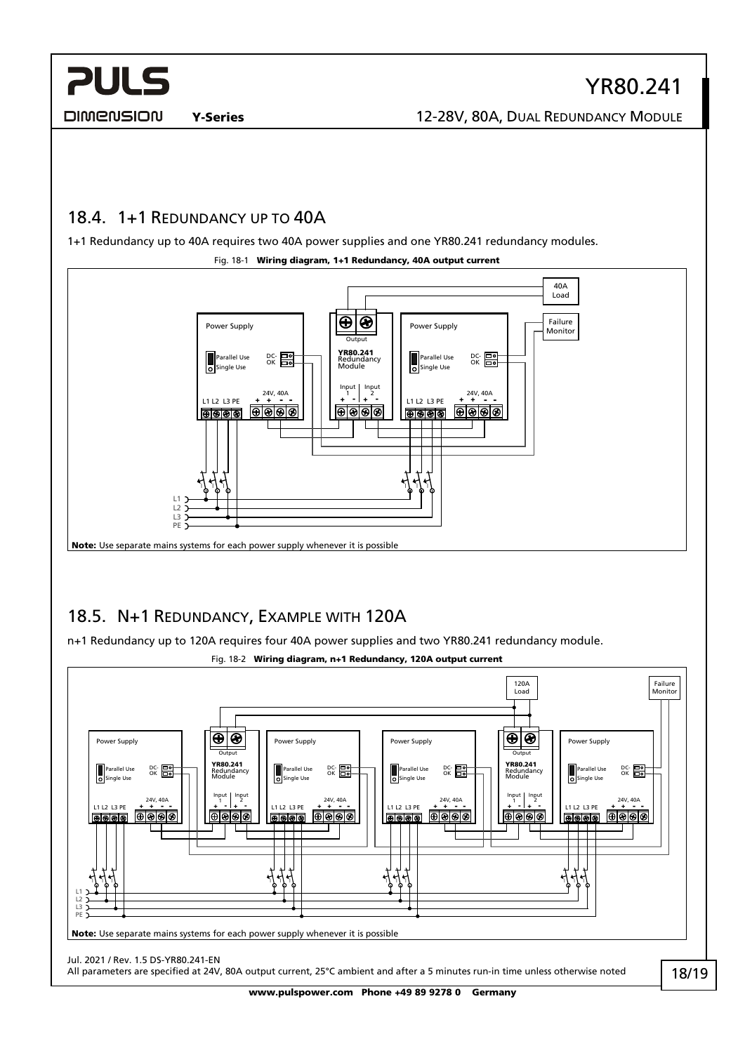## 18.4. 1+1 Redundancy up to 40A

1+1 Redundancy up to 40A requires two 40A power supplies and one YR80.241 redundancy modules.

Fig. 18-1 **Wiring diagram, 1+1 Redundancy, 40A output current**

**Note:** Use separate mains systems for each power supply whenever it is possible

## 18.5. N+1 Redundancy, Example with 120A

n+1 Redundancy up to 120A requires four 40A power supplies and two YR80.241 redundancy module.

Fig. 18-2 **Wiring diagram, n+1 Redundancy, 120A output current**

**Note:** Use separate mains systems for each power supply whenever it is possible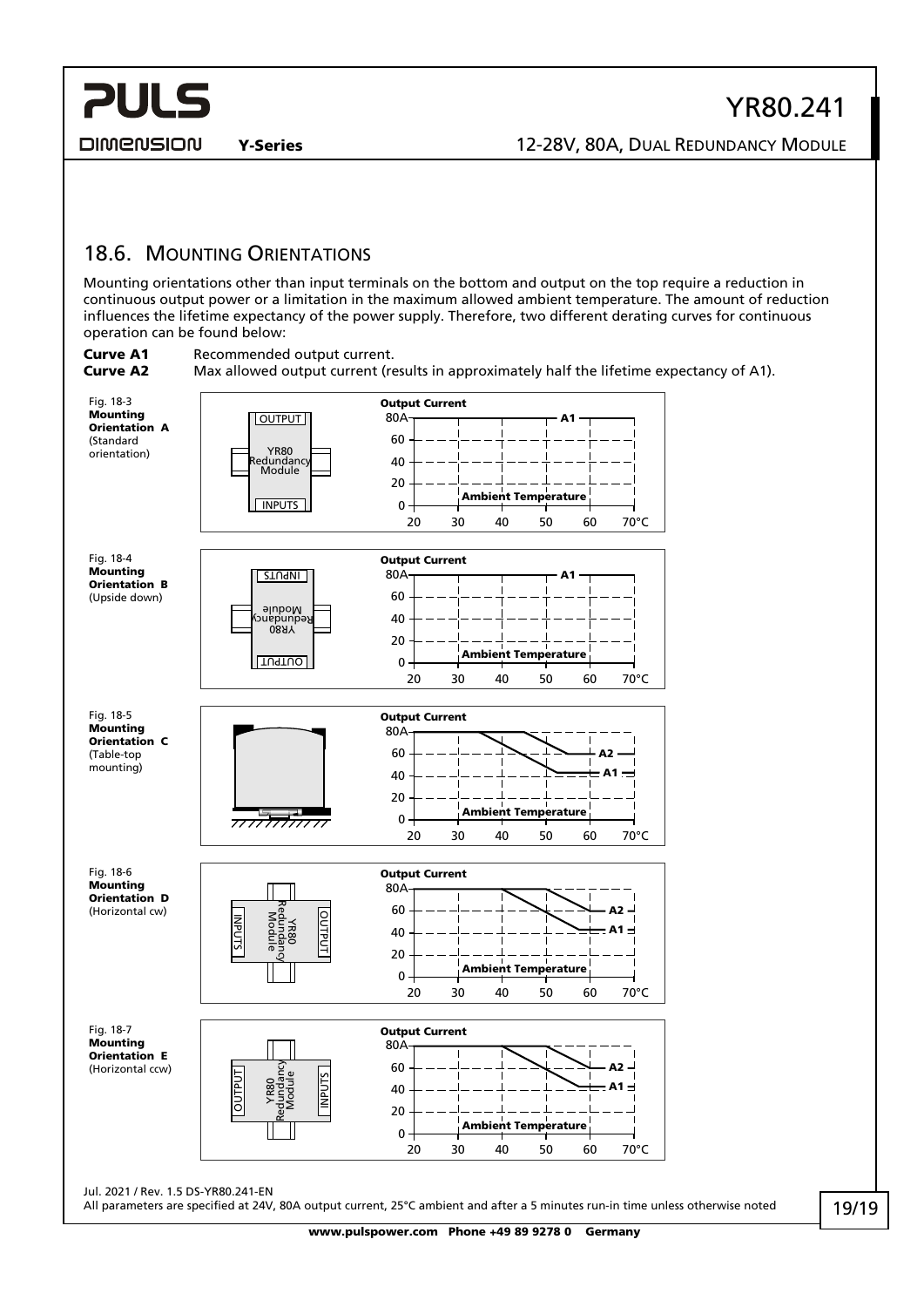## 18.6. Mounting Orientations

Mounting orientations other than input terminals on the bottom and output on the top require a reduction in continuous output power or a limitation in the maximum allowed ambient temperature. The amount of reduction influences the lifetime expectancy of the power supply. Therefore, two different derating curves for continuous operation can be found below:

**Curve A1** Recommended output current.
**Curve A2** Max allowed output current (results in approximately half the lifetime expectancy of A1).

Fig. 18-3 **Mounting Orientation A** (Standard orientation)

OUTPUT
YR80 Redundancy Module
INPUTS

**Output Current**
80A
60
40
20
0
A1
**Ambient Temperature**
20 30 40 50 60 70°C

Fig. 18-4 **Mounting Orientation B** (Upside down)

INPUTS
YR80 Redundancy Module
OUTPUT

**Output Current**
80A
60
40
20
0
A1
**Ambient Temperature**
20 30 40 50 60 70°C

Fig. 18-5 **Mounting Orientation C** (Table-top mounting)

**Output Current**
80A
60
40
20
0
A2
A1
**Ambient Temperature**
20 30 40 50 60 70°C

Fig. 18-6 **Mounting Orientation D** (Horizontal cw)

INPUTS
YR80 Redundancy Module
OUTPUT

**Output Current**
80A
60
40
20
0
A2
A1
**Ambient Temperature**
20 30 40 50 60 70°C

Fig. 18-7 **Mounting Orientation E** (Horizontal ccw)

OUTPUT
YR80 Redundancy Module
INPUTS

**Output Current**
80A
60
40
20
0
A2
A1
**Ambient Temperature**
20 30 40 50 60 70°C